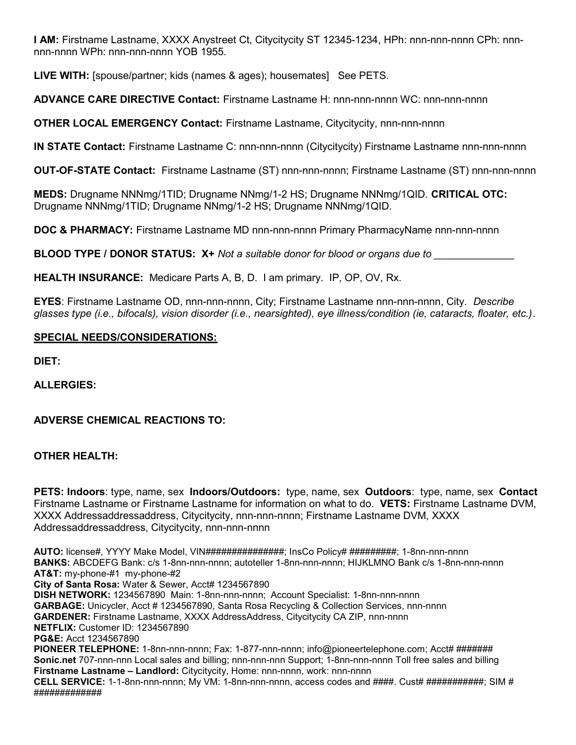**I AM:** Firstname Lastname, XXXX Anystreet Ct, Citycitycity ST 12345-1234, HPh: nnn-nnn-nnnn CPh: nnn-nnn-nnnn WPh: nnn-nnn-nnnn YOB 1955.

**LIVE WITH:** [spouse/partner; kids (names & ages); housemates]   See PETS.

**ADVANCE CARE DIRECTIVE Contact:** Firstname Lastname H: nnn-nnn-nnnn WC: nnn-nnn-nnnn

**OTHER LOCAL EMERGENCY Contact:** Firstname Lastname, Citycitycity, nnn-nnn-nnnn

**IN STATE Contact:** Firstname Lastname C: nnn-nnn-nnnn (Citycitycity) Firstname Lastname nnn-nnn-nnnn

**OUT-OF-STATE Contact:** Firstname Lastname (ST) nnn-nnn-nnnn; Firstname Lastname (ST) nnn-nnn-nnnn

**MEDS:** Drugname NNNmg/1TID; Drugname NNmg/1-2 HS; Drugname NNNmg/1QID. **CRITICAL OTC:** Drugname NNNmg/1TID; Drugname NNmg/1-2 HS; Drugname NNNmg/1QID.

**DOC & PHARMACY:** Firstname Lastname MD nnn-nnn-nnnn Primary PharmacyName nnn-nnn-nnnn

**BLOOD TYPE / DONOR STATUS: X+** *Not a suitable donor for blood or organs due to ______________*

**HEALTH INSURANCE:** Medicare Parts A, B, D. I am primary. IP, OP, OV, Rx.

**EYES**: Firstname Lastname OD, nnn-nnn-nnnn, City; Firstname Lastname nnn-nnn-nnnn, City. *Describe glasses type (i.e., bifocals), vision disorder (i.e., nearsighted), eye illness/condition (ie, cataracts, floater, etc.)*.

**SPECIAL NEEDS/CONSIDERATIONS:**

**DIET:**

**ALLERGIES:**

**ADVERSE CHEMICAL REACTIONS TO:**

**OTHER HEALTH:**

**PETS: Indoors**: type, name, sex **Indoors/Outdoors:** type, name, sex **Outdoors**: type, name, sex **Contact** Firstname Lastname or Firstname Lastname for information on what to do. **VETS:** Firstname Lastname DVM, XXXX Addressaddressaddress, Citycitycity, nnn-nnn-nnnn; Firstname Lastname DVM, XXXX Addressaddressaddress, Citycitycity, nnn-nnn-nnnn

**AUTO:** license#, YYYY Make Model, VIN###############; InsCo Policy# #########; 1-8nn-nnn-nnnn
**BANKS:** ABCDEFG Bank: c/s 1-8nn-nnn-nnnn; autoteller 1-8nn-nnn-nnnn; HIJKLMNO Bank c/s 1-8nn-nnn-nnnn
**AT&T:** my-phone-#1 my-phone-#2
**City of Santa Rosa:** Water & Sewer, Acct# 1234567890
**DISH NETWORK:** 1234567890 Main: 1-8nn-nnn-nnnn; Account Specialist: 1-8nn-nnn-nnnn
**GARBAGE:** Unicycler, Acct # 1234567890, Santa Rosa Recycling & Collection Services, nnn-nnnn
**GARDENER:** Firstname Lastname, XXXX AddressAddress, Citycitycity CA ZIP, nnn-nnnn
**NETFLIX:** Customer ID: 1234567890
**PG&E:** Acct 1234567890
**PIONEER TELEPHONE:** 1-8nn-nnn-nnnn; Fax: 1-877-nnn-nnnn; info@pioneertelephone.com; Acct# #######
**Sonic.net** 707-nnn-nnn Local sales and billing; nnn-nnn-nnn Support; 1-8nn-nnn-nnnn Toll free sales and billing
**Firstname Lastname – Landlord:** Citycitycity, Home: nnn-nnnn, work: nnn-nnnn
**CELL SERVICE:** 1-1-8nn-nnn-nnnn; My VM: 1-8nn-nnn-nnnn, access codes and ####. Cust# ###########; SIM # #############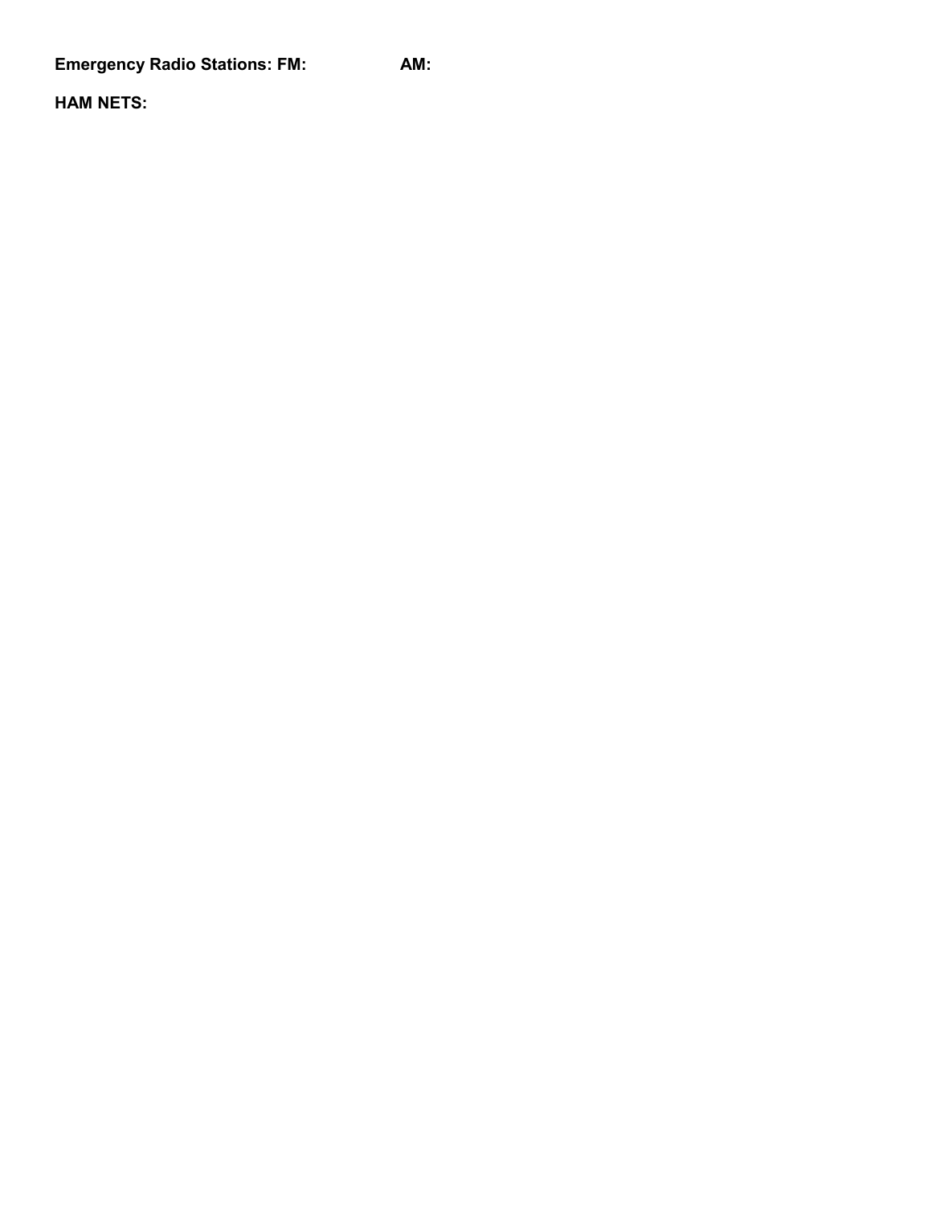**Emergency Radio Stations: FM:** **AM:**

**HAM NETS:**